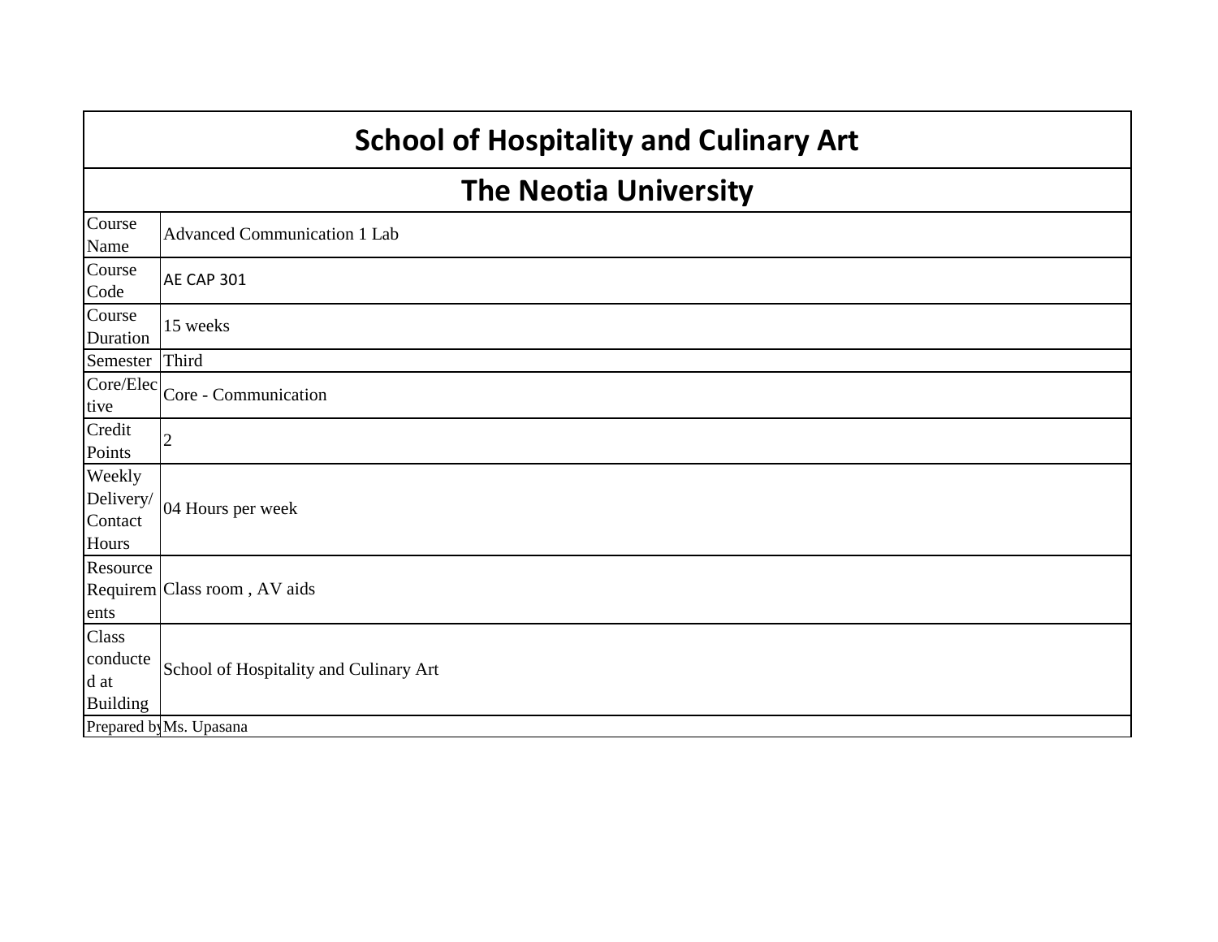# School of Hospitality and Culinary Art

## The Neotia University

| | |
|---|---|
| Course Name | Advanced Communication 1 Lab |
| Course Code | AE CAP 301 |
| Course Duration | 15 weeks |
| Semester | Third |
| Core/Elective | Core - Communication |
| Credit Points | 2 |
| Weekly Delivery/ Contact Hours | 04 Hours per week |
| Resource Requirements | Class room , AV aids |
| Class conducted at Building | School of Hospitality and Culinary Art |
| Prepared by | Ms. Upasana |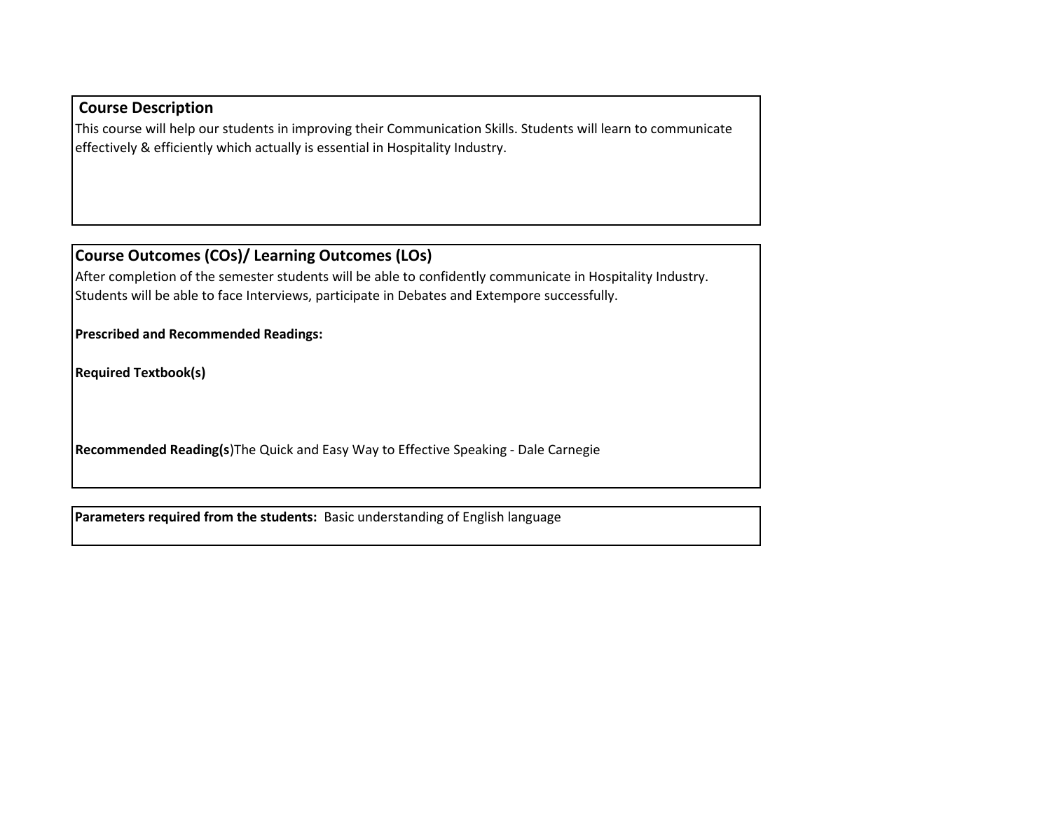## Course Description

This course will help our students in improving their Communication Skills. Students will learn to communicate effectively & efficiently which actually is essential in Hospitality Industry.

## Course Outcomes (COs)/ Learning Outcomes (LOs)

After completion of the semester students will be able to confidently communicate in Hospitality Industry. Students will be able to face Interviews, participate in Debates and Extempore successfully.

**Prescribed and Recommended Readings:**

**Required Textbook(s)**

**Recommended Reading(s**)The Quick and Easy Way to Effective Speaking - Dale Carnegie

**Parameters required from the students:** Basic understanding of English language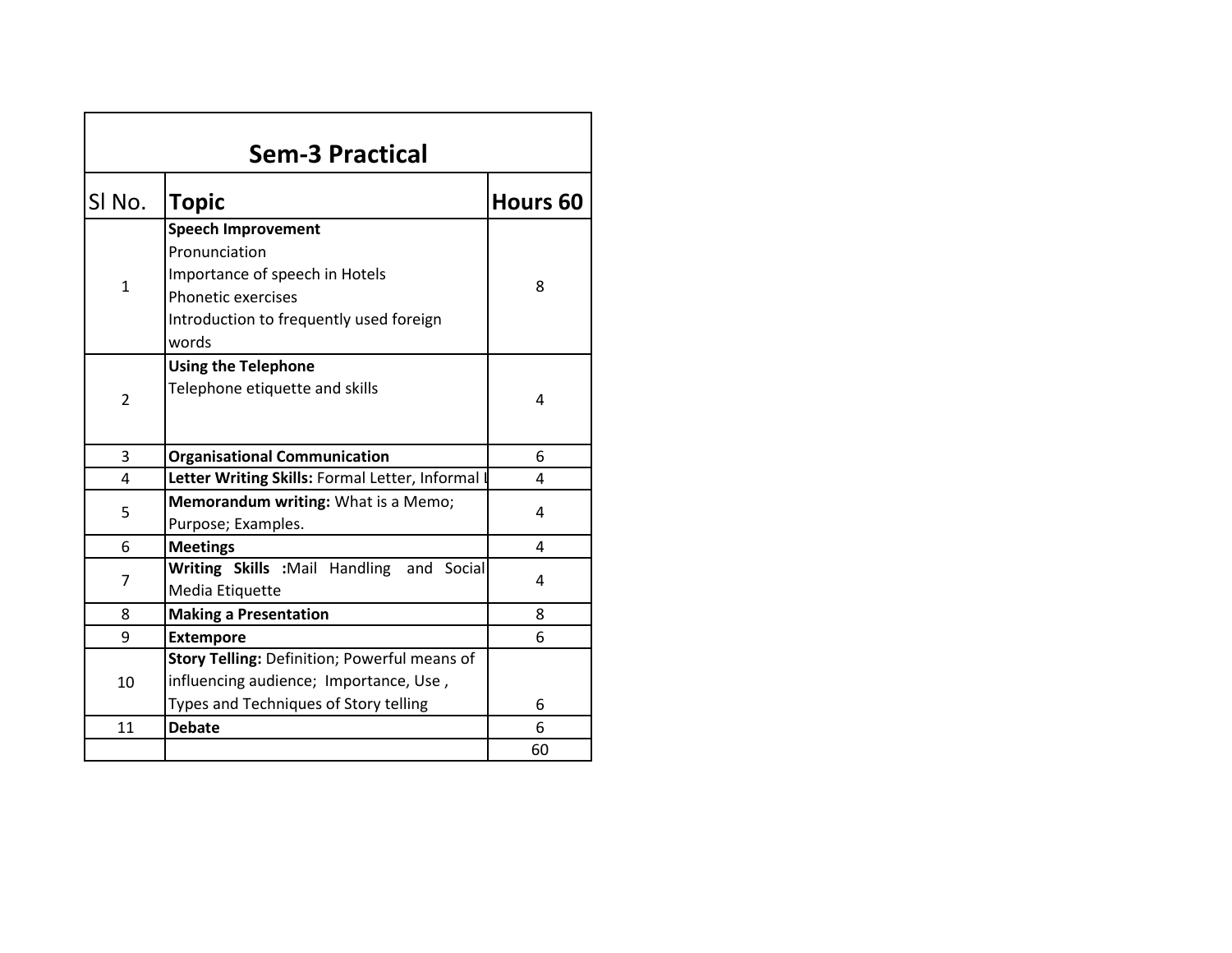| Sem-3 Practical | | |
|---|---|---|
| Sl No. | **Topic** | **Hours 60** |
| 1 | **Speech Improvement**<br>Pronunciation<br>Importance of speech in Hotels<br>Phonetic exercises<br>Introduction to frequently used foreign words | 8 |
| 2 | **Using the Telephone**<br>Telephone etiquette and skills | 4 |
| 3 | **Organisational Communication** | 6 |
| 4 | **Letter Writing Skills:** Formal Letter, Informal L | 4 |
| 5 | **Memorandum writing:** What is a Memo; Purpose; Examples. | 4 |
| 6 | **Meetings** | 4 |
| 7 | **Writing Skills :**Mail Handling and Social Media Etiquette | 4 |
| 8 | **Making a Presentation** | 8 |
| 9 | **Extempore** | 6 |
| 10 | **Story Telling:** Definition; Powerful means of influencing audience; Importance, Use , Types and Techniques of Story telling | 6 |
| 11 | **Debate** | 6 |
| | | 60 |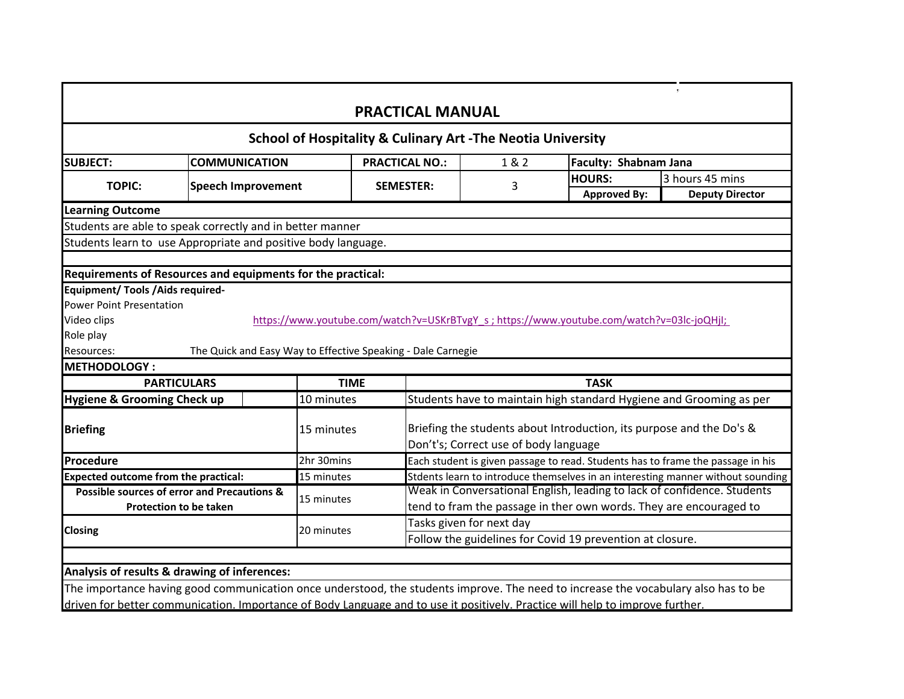# PRACTICAL MANUAL

## School of Hospitality & Culinary Art -The Neotia University

| | | | | | |
|---|---|---|---|---|---|
| **SUBJECT:** | **COMMUNICATION** | **PRACTICAL NO.:** | 1 & 2 | **Faculty: Shabnam Jana** | |
| **TOPIC:** | **Speech Improvement** | **SEMESTER:** | 3 | **HOURS:** | 3 hours 45 mins |
| | | | | **Approved By:** | **Deputy Director** |

**Learning Outcome**

Students are able to speak correctly and in better manner

Students learn to use Appropriate and positive body language.

**Requirements of Resources and equipments for the practical:**

**Equipment/ Tools /Aids required-**

Power Point Presentation

Video clips https://www.youtube.com/watch?v=USKrBTvgY_s ; https://www.youtube.com/watch?v=03lc-joQHjI;

Role play

Resources: The Quick and Easy Way to Effective Speaking - Dale Carnegie

**METHODOLOGY :**

| PARTICULARS | TIME | TASK |
|---|---|---|
| **Hygiene & Grooming Check up** | 10 minutes | Students have to maintain high standard Hygiene and Grooming as per |
| **Briefing** | 15 minutes | Briefing the students about Introduction, its purpose and the Do's & Don't's; Correct use of body language |
| **Procedure** | 2hr 30mins | Each student is given passage to read. Students has to frame the passage in his |
| **Expected outcome from the practical:** | 15 minutes | Stdents learn to introduce themselves in an interesting manner without sounding |
| **Possible sources of error and Precautions & Protection to be taken** | 15 minutes | Weak in Conversational English, leading to lack of confidence. Students tend to fram the passage in ther own words. They are encouraged to |
| **Closing** | 20 minutes | Tasks given for next day<br>Follow the guidelines for Covid 19 prevention at closure. |

**Analysis of results & drawing of inferences:**

The importance having good communication once understood, the students improve. The need to increase the vocabulary also has to be driven for better communication. Importance of Body Language and to use it positively. Practice will help to improve further.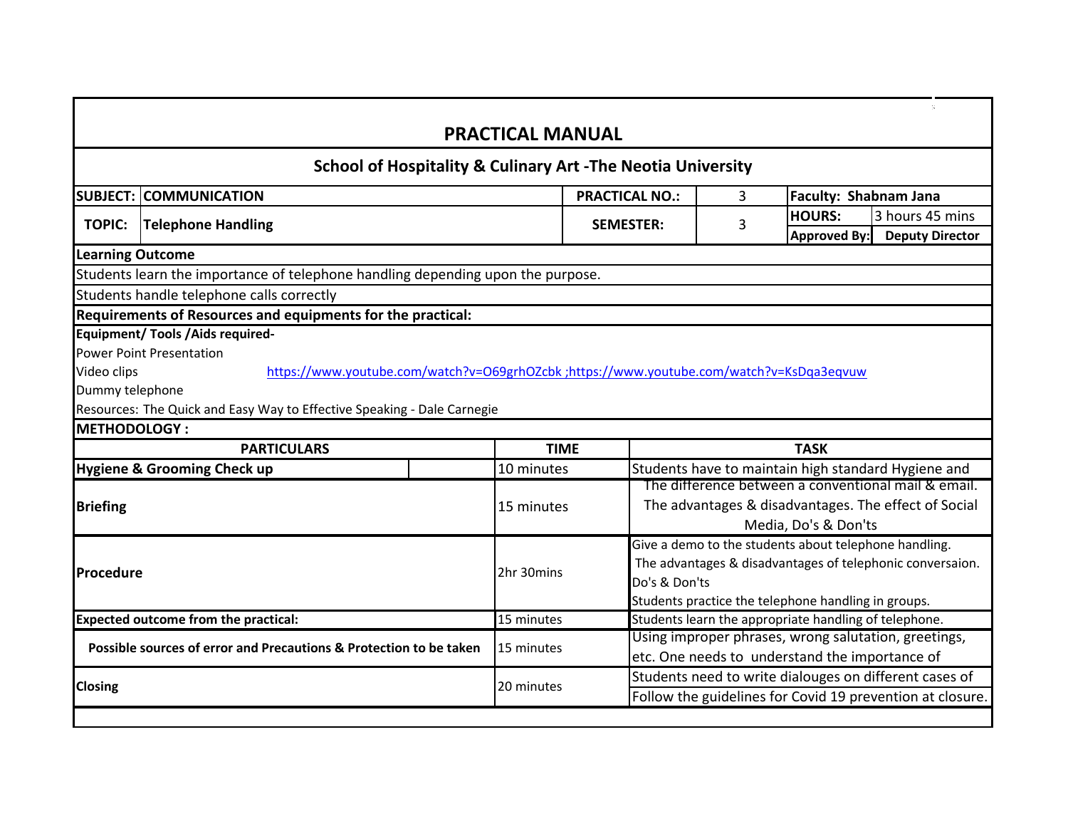# PRACTICAL MANUAL

## School of Hospitality & Culinary Art -The Neotia University

| | | | | | |
|---|---|---|---|---|---|
| **SUBJECT:** | **COMMUNICATION** | **PRACTICAL NO.:** | 3 | **Faculty: Shabnam Jana** | |
| **TOPIC:** | **Telephone Handling** | **SEMESTER:** | 3 | **HOURS:** | 3 hours 45 mins |
| | | | | **Approved By:** | **Deputy Director** |

**Learning Outcome**

Students learn the importance of telephone handling depending upon the purpose.

Students handle telephone calls correctly

**Requirements of Resources and equipments for the practical:**

**Equipment/ Tools /Aids required-**

Power Point Presentation

Video clips https://www.youtube.com/watch?v=O69grhOZcbk ;https://www.youtube.com/watch?v=KsDqa3eqvuw

Dummy telephone

Resources: The Quick and Easy Way to Effective Speaking - Dale Carnegie

**METHODOLOGY :**

| PARTICULARS | TIME | TASK |
|---|---|---|
| **Hygiene & Grooming Check up** | 10 minutes | Students have to maintain high standard Hygiene and |
| **Briefing** | 15 minutes | The difference between a conventional mail & email. The advantages & disadvantages. The effect of Social Media, Do's & Don'ts |
| **Procedure** | 2hr 30mins | Give a demo to the students about telephone handling. The advantages & disadvantages of telephonic conversaion. Do's & Don'ts Students practice the telephone handling in groups. |
| **Expected outcome from the practical:** | 15 minutes | Students learn the appropriate handling of telephone. |
| **Possible sources of error and Precautions & Protection to be taken** | 15 minutes | Using improper phrases, wrong salutation, greetings, etc. One needs to understand the importance of |
| **Closing** | 20 minutes | Students need to write dialouges on different cases of Follow the guidelines for Covid 19 prevention at closure. |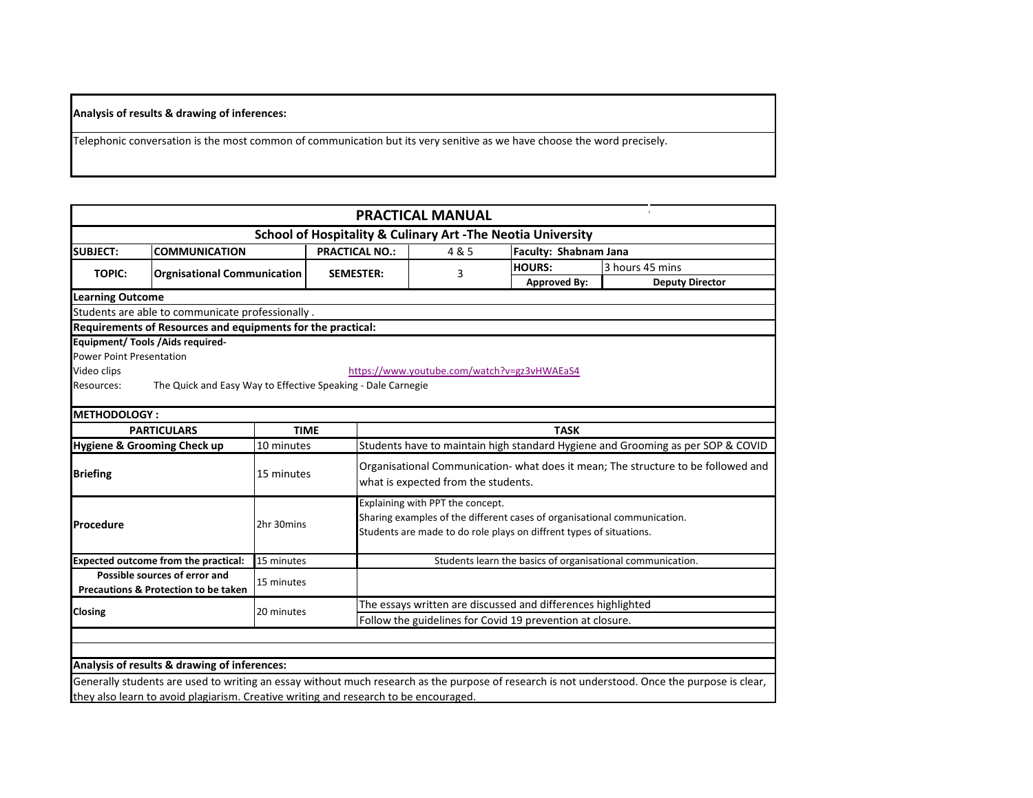**Analysis of results & drawing of inferences:**

Telephonic conversation is the most common of communication but its very senitive as we have choose the word precisely.

# PRACTICAL MANUAL

## School of Hospitality & Culinary Art -The Neotia University

| | | | | | |
|---|---|---|---|---|---|
| **SUBJECT:** | **COMMUNICATION** | **PRACTICAL NO.:** | 4 & 5 | **Faculty: Shabnam Jana** | |
| **TOPIC:** | **Orgnisational Communication** | **SEMESTER:** | 3 | **HOURS:** | 3 hours 45 mins |
| | | | | **Approved By:** | **Deputy Director** |

**Learning Outcome**

Students are able to communicate professionally .

**Requirements of Resources and equipments for the practical:**

**Equipment/ Tools /Aids required-**

Power Point Presentation

Video clips https://www.youtube.com/watch?v=gz3vHWAEaS4

Resources: The Quick and Easy Way to Effective Speaking - Dale Carnegie

**METHODOLOGY :**

| PARTICULARS | TIME | TASK |
|---|---|---|
| **Hygiene & Grooming Check up** | 10 minutes | Students have to maintain high standard Hygiene and Grooming as per SOP & COVID |
| **Briefing** | 15 minutes | Organisational Communication- what does it mean; The structure to be followed and what is expected from the students. |
| **Procedure** | 2hr 30mins | Explaining with PPT the concept.<br>Sharing examples of the different cases of organisational communication.<br>Students are made to do role plays on diffrent types of situations. |
| **Expected outcome from the practical:** | 15 minutes | Students learn the basics of organisational communication. |
| **Possible sources of error and Precautions & Protection to be taken** | 15 minutes | |
| **Closing** | 20 minutes | The essays written are discussed and differences highlighted<br>Follow the guidelines for Covid 19 prevention at closure. |

**Analysis of results & drawing of inferences:**

Generally students are used to writing an essay without much research as the purpose of research is not understood. Once the purpose is clear, they also learn to avoid plagiarism. Creative writing and research to be encouraged.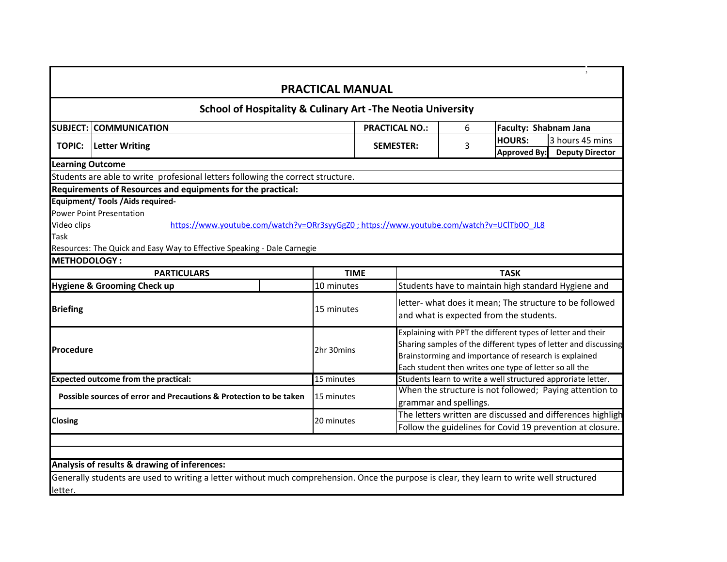# PRACTICAL MANUAL

## School of Hospitality & Culinary Art -The Neotia University

| | | | | | |
|---|---|---|---|---|---|
| **SUBJECT:** | **COMMUNICATION** | **PRACTICAL NO.:** | 6 | **Faculty: Shabnam Jana** | |
| **TOPIC:** | **Letter Writing** | **SEMESTER:** | 3 | **HOURS:** | 3 hours 45 mins |
| | | | | **Approved By:** | **Deputy Director** |

**Learning Outcome**

Students are able to write profesional letters following the correct structure.

**Requirements of Resources and equipments for the practical:**

**Equipment/ Tools /Aids required-**

Power Point Presentation

Video clips https://www.youtube.com/watch?v=ORr3syyGgZ0 ; https://www.youtube.com/watch?v=UClTb0O_JL8

Task

Resources: The Quick and Easy Way to Effective Speaking - Dale Carnegie

**METHODOLOGY :**

| PARTICULARS | TIME | TASK |
|---|---|---|
| **Hygiene & Grooming Check up** | 10 minutes | Students have to maintain high standard Hygiene and |
| **Briefing** | 15 minutes | letter- what does it mean; The structure to be followed and what is expected from the students. |
| **Procedure** | 2hr 30mins | Explaining with PPT the different types of letter and their<br>Sharing samples of the different types of letter and discussing<br>Brainstorming and importance of research is explained<br>Each student then writes one type of letter so all the |
| **Expected outcome from the practical:** | 15 minutes | Students learn to write a well structured approriate letter. |
| **Possible sources of error and Precautions & Protection to be taken** | 15 minutes | When the structure is not followed; Paying attention to grammar and spellings. |
| **Closing** | 20 minutes | The letters written are discussed and differences highligh<br>Follow the guidelines for Covid 19 prevention at closure. |

**Analysis of results & drawing of inferences:**

Generally students are used to writing a letter without much comprehension. Once the purpose is clear, they learn to write well structured letter.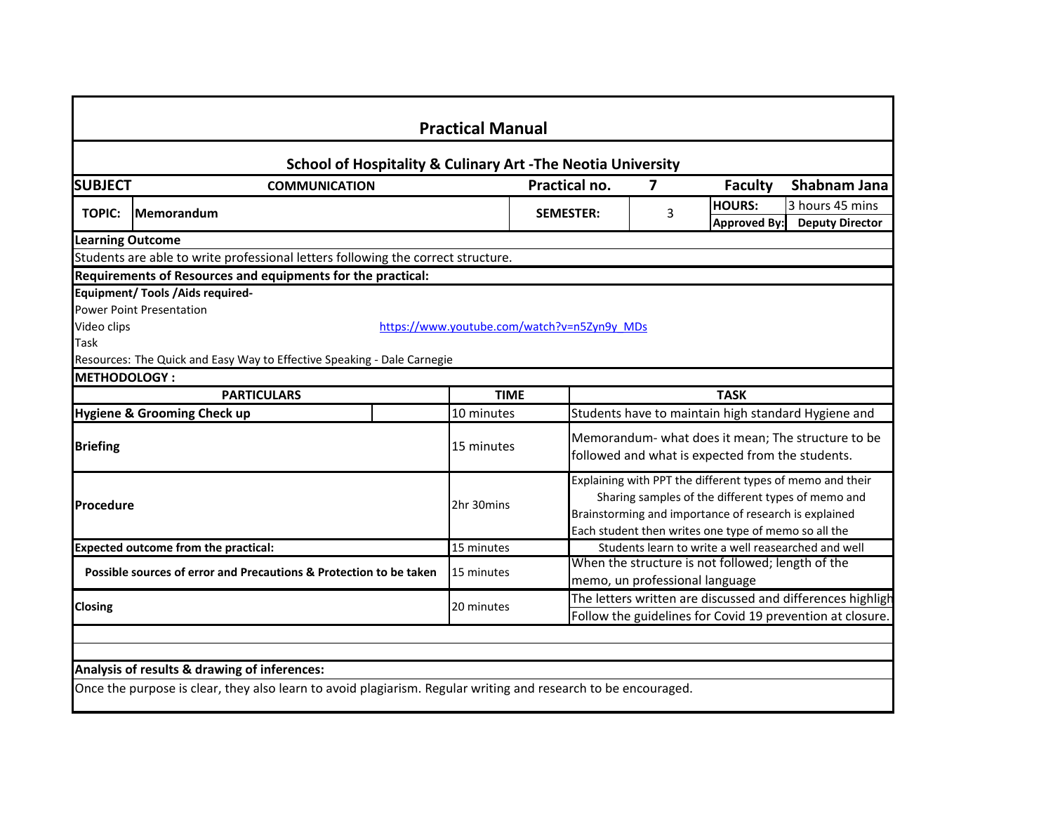# Practical Manual

## School of Hospitality & Culinary Art -The Neotia University

| | | | | | |
|---|---|---|---|---|---|
| **SUBJECT** | **COMMUNICATION** | **Practical no.** | **7** | **Faculty** | **Shabnam Jana** |
| **TOPIC:** | **Memorandum** | **SEMESTER:** | 3 | **HOURS:** | 3 hours 45 mins |
| | | | | **Approved By:** | **Deputy Director** |

**Learning Outcome**

Students are able to write professional letters following the correct structure.

**Requirements of Resources and equipments for the practical:**

**Equipment/ Tools /Aids required-**

Power Point Presentation

Video clips https://www.youtube.com/watch?v=n5Zyn9y_MDs

Task

Resources: The Quick and Easy Way to Effective Speaking - Dale Carnegie

**METHODOLOGY :**

| PARTICULARS | TIME | TASK |
|---|---|---|
| **Hygiene & Grooming Check up** | 10 minutes | Students have to maintain high standard Hygiene and |
| **Briefing** | 15 minutes | Memorandum- what does it mean; The structure to be followed and what is expected from the students. |
| **Procedure** | 2hr 30mins | Explaining with PPT the different types of memo and their Sharing samples of the different types of memo and Brainstorming and importance of research is explained Each student then writes one type of memo so all the |
| **Expected outcome from the practical:** | 15 minutes | Students learn to write a well reasearched and well |
| **Possible sources of error and Precautions & Protection to be taken** | 15 minutes | When the structure is not followed; length of the memo, un professional language |
| **Closing** | 20 minutes | The letters written are discussed and differences highligh Follow the guidelines for Covid 19 prevention at closure. |

**Analysis of results & drawing of inferences:**

Once the purpose is clear, they also learn to avoid plagiarism. Regular writing and research to be encouraged.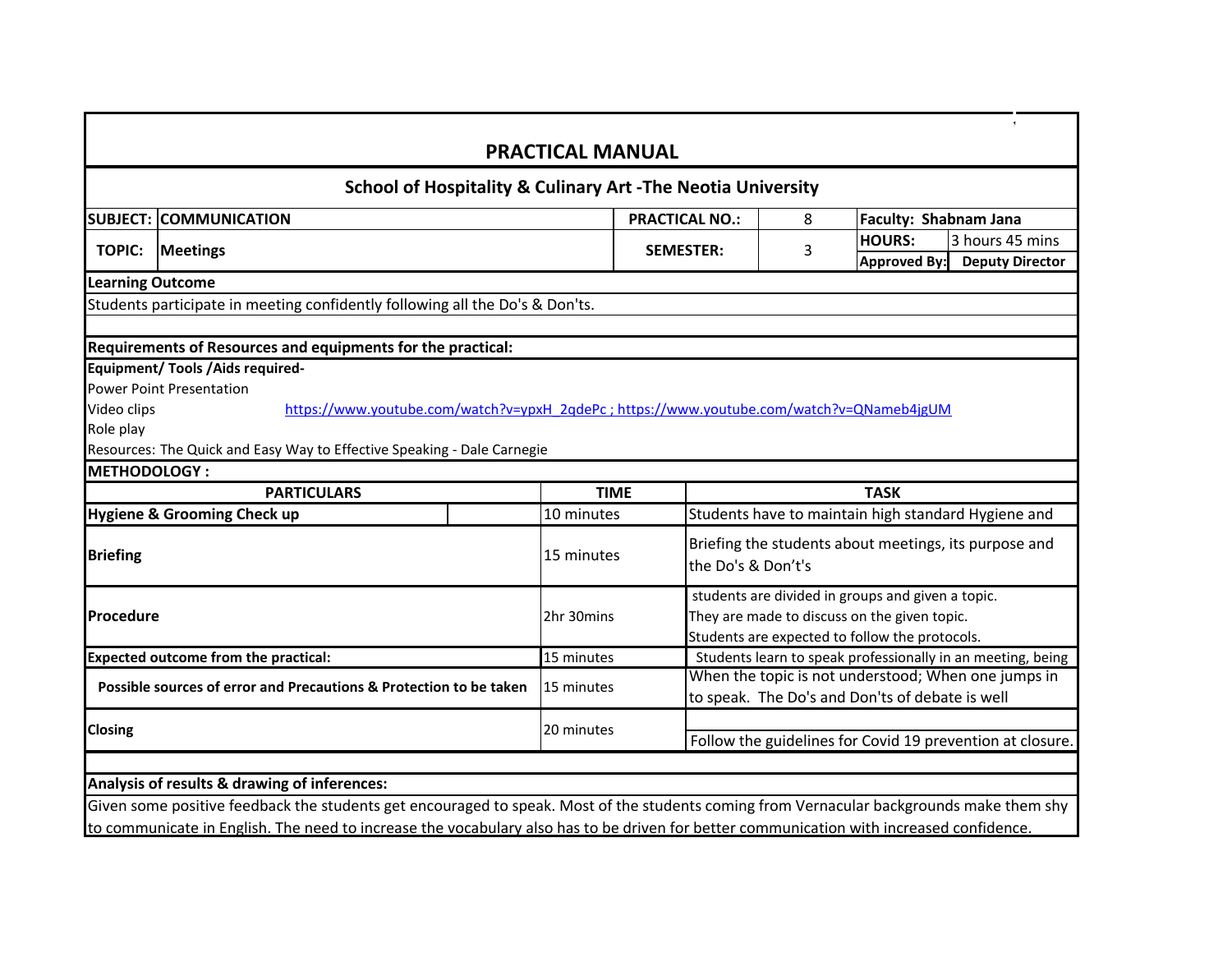# PRACTICAL MANUAL

## School of Hospitality & Culinary Art -The Neotia University

| | | | | | |
|---|---|---|---|---|---|
| **SUBJECT:** | **COMMUNICATION** | **PRACTICAL NO.:** | 8 | **Faculty: Shabnam Jana** | |
| **TOPIC:** | **Meetings** | **SEMESTER:** | 3 | **HOURS:** | 3 hours 45 mins |
| | | | | **Approved By:** | **Deputy Director** |

**Learning Outcome**

Students participate in meeting confidently following all the Do's & Don'ts.

**Requirements of Resources and equipments for the practical:**

**Equipment/ Tools /Aids required-**

Power Point Presentation

Video clips https://www.youtube.com/watch?v=ypxH_2qdePc ; https://www.youtube.com/watch?v=QNameb4jgUM

Role play

Resources: The Quick and Easy Way to Effective Speaking - Dale Carnegie

**METHODOLOGY :**

| PARTICULARS | TIME | TASK |
|---|---|---|
| **Hygiene & Grooming Check up** | 10 minutes | Students have to maintain high standard Hygiene and |
| **Briefing** | 15 minutes | Briefing the students about meetings, its purpose and the Do's & Don't's |
| **Procedure** | 2hr 30mins | students are divided in groups and given a topic. They are made to discuss on the given topic. Students are expected to follow the protocols. |
| **Expected outcome from the practical:** | 15 minutes | Students learn to speak professionally in an meeting, being |
| **Possible sources of error and Precautions & Protection to be taken** | 15 minutes | When the topic is not understood; When one jumps in to speak. The Do's and Don'ts of debate is well |
| **Closing** | 20 minutes | Follow the guidelines for Covid 19 prevention at closure. |

**Analysis of results & drawing of inferences:**

Given some positive feedback the students get encouraged to speak. Most of the students coming from Vernacular backgrounds make them shy to communicate in English. The need to increase the vocabulary also has to be driven for better communication with increased confidence.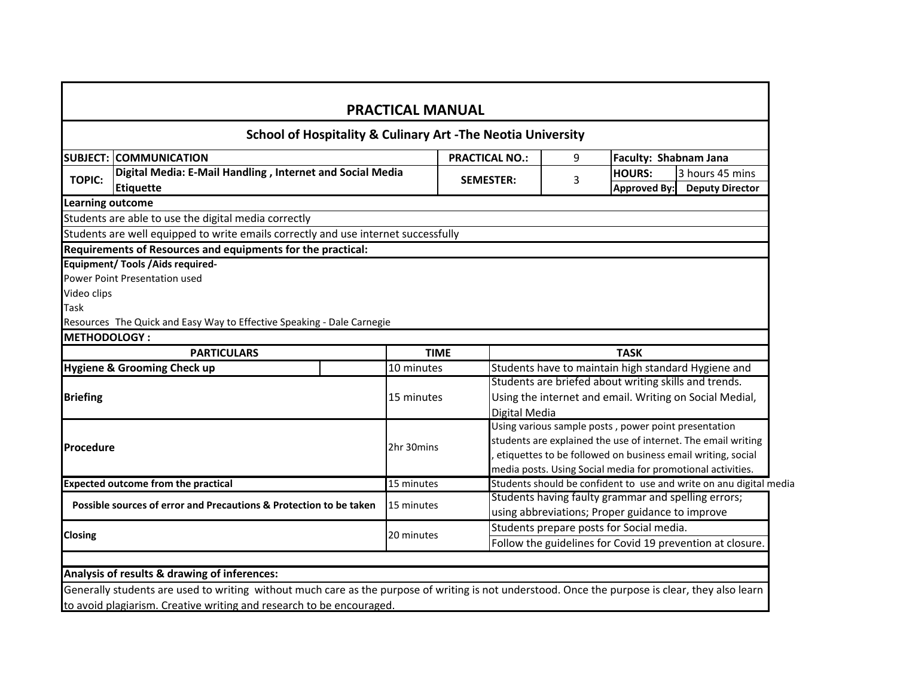# PRACTICAL MANUAL

## School of Hospitality & Culinary Art -The Neotia University

| | | | | | |
|---|---|---|---|---|---|
| **SUBJECT:** | **COMMUNICATION** | **PRACTICAL NO.:** | 9 | **Faculty: Shabnam Jana** | |
| **TOPIC:** | **Digital Media: E-Mail Handling , Internet and Social Media Etiquette** | **SEMESTER:** | 3 | **HOURS:** | 3 hours 45 mins |
| | | | | **Approved By:** | **Deputy Director** |

**Learning outcome**

Students are able to use the digital media correctly

Students are well equipped to write emails correctly and use internet successfully

**Requirements of Resources and equipments for the practical:**

**Equipment/ Tools /Aids required-**

Power Point Presentation used

Video clips

Task

Resources The Quick and Easy Way to Effective Speaking - Dale Carnegie

**METHODOLOGY :**

| PARTICULARS | TIME | TASK |
|---|---|---|
| **Hygiene & Grooming Check up** | 10 minutes | Students have to maintain high standard Hygiene and |
| **Briefing** | 15 minutes | Students are briefed about writing skills and trends. Using the internet and email. Writing on Social Medial, Digital Media |
| **Procedure** | 2hr 30mins | Using various sample posts , power point presentation students are explained the use of internet. The email writing , etiquettes to be followed on business email writing, social media posts. Using Social media for promotional activities. |
| **Expected outcome from the practical** | 15 minutes | Students should be confident to use and write on anu digital media |
| **Possible sources of error and Precautions & Protection to be taken** | 15 minutes | Students having faulty grammar and spelling errors; using abbreviations; Proper guidance to improve |
| **Closing** | 20 minutes | Students prepare posts for Social media.<br>Follow the guidelines for Covid 19 prevention at closure. |

**Analysis of results & drawing of inferences:**

Generally students are used to writing without much care as the purpose of writing is not understood. Once the purpose is clear, they also learn to avoid plagiarism. Creative writing and research to be encouraged.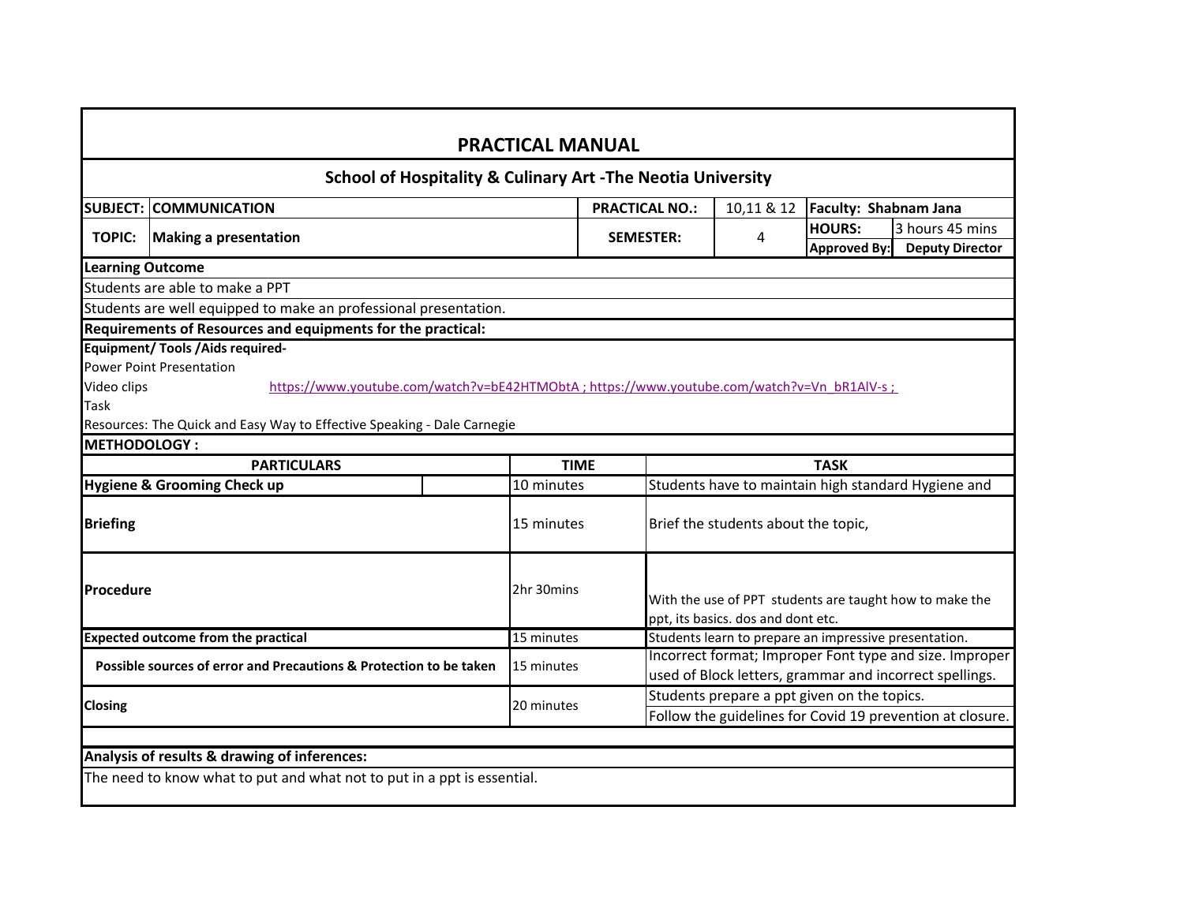# PRACTICAL MANUAL

## School of Hospitality & Culinary Art -The Neotia University

| | | | | | |
|---|---|---|---|---|---|
| **SUBJECT:** | **COMMUNICATION** | **PRACTICAL NO.:** | 10,11 & 12 | **Faculty: Shabnam Jana** | |
| **TOPIC:** | **Making a presentation** | **SEMESTER:** | 4 | **HOURS:** | 3 hours 45 mins |
| | | | | **Approved By:** | **Deputy Director** |

**Learning Outcome**

Students are able to make a PPT

Students are well equipped to make an professional presentation.

**Requirements of Resources and equipments for the practical:**

**Equipment/ Tools /Aids required-**

Power Point Presentation

Video clips https://www.youtube.com/watch?v=bE42HTMObtA ; https://www.youtube.com/watch?v=Vn_bR1AlV-s ;

Task

Resources: The Quick and Easy Way to Effective Speaking - Dale Carnegie

**METHODOLOGY :**

| PARTICULARS | TIME | TASK |
|---|---|---|
| **Hygiene & Grooming Check up** | 10 minutes | Students have to maintain high standard Hygiene and |
| **Briefing** | 15 minutes | Brief the students about the topic, |
| **Procedure** | 2hr 30mins | With the use of PPT students are taught how to make the ppt, its basics. dos and dont etc. |
| **Expected outcome from the practical** | 15 minutes | Students learn to prepare an impressive presentation. |
| **Possible sources of error and Precautions & Protection to be taken** | 15 minutes | Incorrect format; Improper Font type and size. Improper used of Block letters, grammar and incorrect spellings. |
| **Closing** | 20 minutes | Students prepare a ppt given on the topics. |
| | | Follow the guidelines for Covid 19 prevention at closure. |

**Analysis of results & drawing of inferences:**

The need to know what to put and what not to put in a ppt is essential.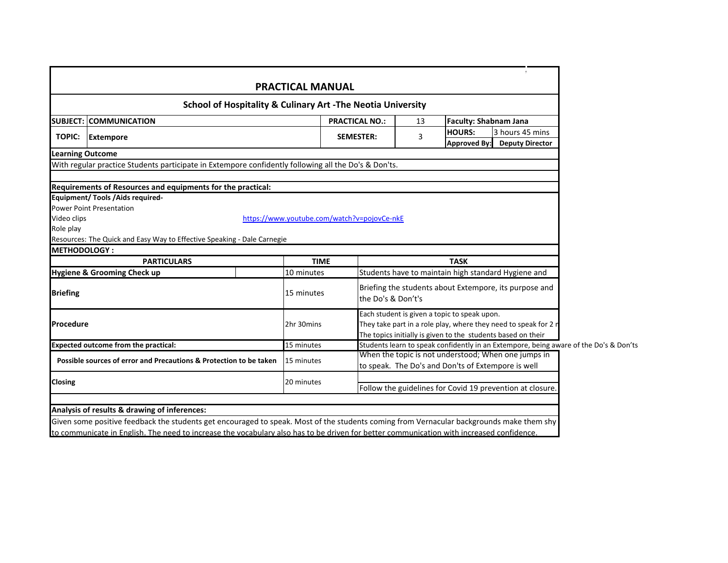# PRACTICAL MANUAL

## School of Hospitality & Culinary Art -The Neotia University

| | | | | | |
|---|---|---|---|---|---|
| **SUBJECT:** | **COMMUNICATION** | **PRACTICAL NO.:** | 13 | **Faculty: Shabnam Jana** | |
| **TOPIC:** | **Extempore** | **SEMESTER:** | 3 | **HOURS:** | 3 hours 45 mins |
| | | | | **Approved By:** | **Deputy Director** |

**Learning Outcome**

With regular practice Students participate in Extempore confidently following all the Do's & Don'ts.

**Requirements of Resources and equipments for the practical:**

**Equipment/ Tools /Aids required-**

Power Point Presentation

Video clips https://www.youtube.com/watch?v=pojovCe-nkE

Role play

Resources: The Quick and Easy Way to Effective Speaking - Dale Carnegie

**METHODOLOGY :**

| PARTICULARS | TIME | TASK |
|---|---|---|
| **Hygiene & Grooming Check up** | 10 minutes | Students have to maintain high standard Hygiene and |
| **Briefing** | 15 minutes | Briefing the students about Extempore, its purpose and the Do's & Don't's |
| **Procedure** | 2hr 30mins | Each student is given a topic to speak upon. They take part in a role play, where they need to speak for 2 r The topics initially is given to the students based on their |
| **Expected outcome from the practical:** | 15 minutes | Students learn to speak confidently in an Extempore, being aware of the Do's & Don'ts |
| **Possible sources of error and Precautions & Protection to be taken** | 15 minutes | When the topic is not understood; When one jumps in to speak. The Do's and Don'ts of Extempore is well |
| **Closing** | 20 minutes | Follow the guidelines for Covid 19 prevention at closure. |

**Analysis of results & drawing of inferences:**

Given some positive feedback the students get encouraged to speak. Most of the students coming from Vernacular backgrounds make them shy to communicate in English. The need to increase the vocabulary also has to be driven for better communication with increased confidence.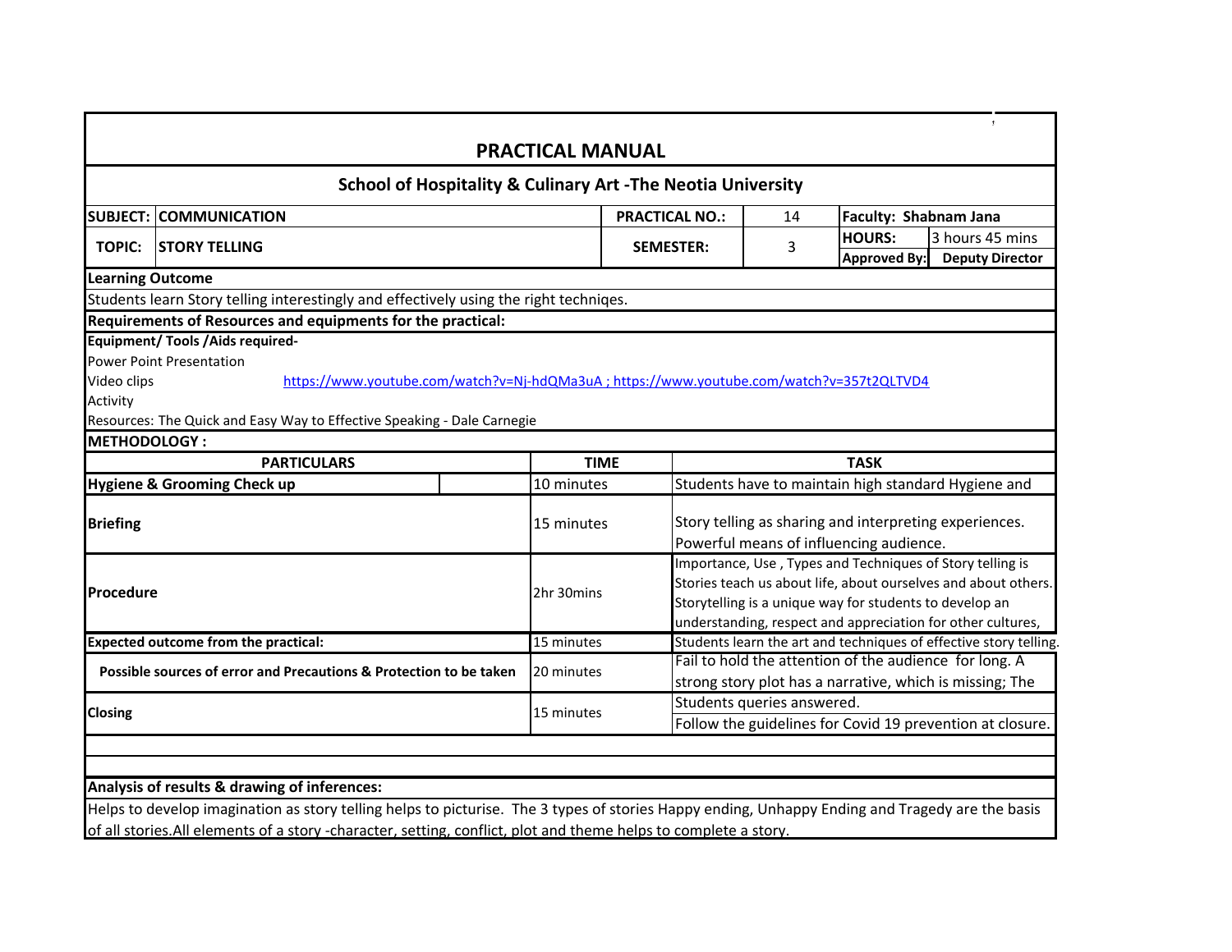# PRACTICAL MANUAL

## School of Hospitality & Culinary Art -The Neotia University

| | | | | | |
|---|---|---|---|---|---|
| **SUBJECT:** | **COMMUNICATION** | **PRACTICAL NO.:** | 14 | **Faculty: Shabnam Jana** | |
| **TOPIC:** | **STORY TELLING** | **SEMESTER:** | 3 | **HOURS:** | 3 hours 45 mins |
| | | | | **Approved By:** | **Deputy Director** |

**Learning Outcome**

Students learn Story telling interestingly and effectively using the right techniqes.

**Requirements of Resources and equipments for the practical:**

**Equipment/ Tools /Aids required-**

Power Point Presentation

Video clips https://www.youtube.com/watch?v=Nj-hdQMa3uA ; https://www.youtube.com/watch?v=357t2QLTVD4

Activity

Resources: The Quick and Easy Way to Effective Speaking - Dale Carnegie

**METHODOLOGY :**

| PARTICULARS | TIME | TASK |
|---|---|---|
| **Hygiene & Grooming Check up** | 10 minutes | Students have to maintain high standard Hygiene and |
| **Briefing** | 15 minutes | Story telling as sharing and interpreting experiences. Powerful means of influencing audience. |
| **Procedure** | 2hr 30mins | Importance, Use , Types and Techniques of Story telling is Stories teach us about life, about ourselves and about others. Storytelling is a unique way for students to develop an understanding, respect and appreciation for other cultures, |
| **Expected outcome from the practical:** | 15 minutes | Students learn the art and techniques of effective story telling. |
| **Possible sources of error and Precautions & Protection to be taken** | 20 minutes | Fail to hold the attention of the audience for long. A strong story plot has a narrative, which is missing; The |
| **Closing** | 15 minutes | Students queries answered. Follow the guidelines for Covid 19 prevention at closure. |

**Analysis of results & drawing of inferences:**

Helps to develop imagination as story telling helps to picturise. The 3 types of stories Happy ending, Unhappy Ending and Tragedy are the basis of all stories.All elements of a story -character, setting, conflict, plot and theme helps to complete a story.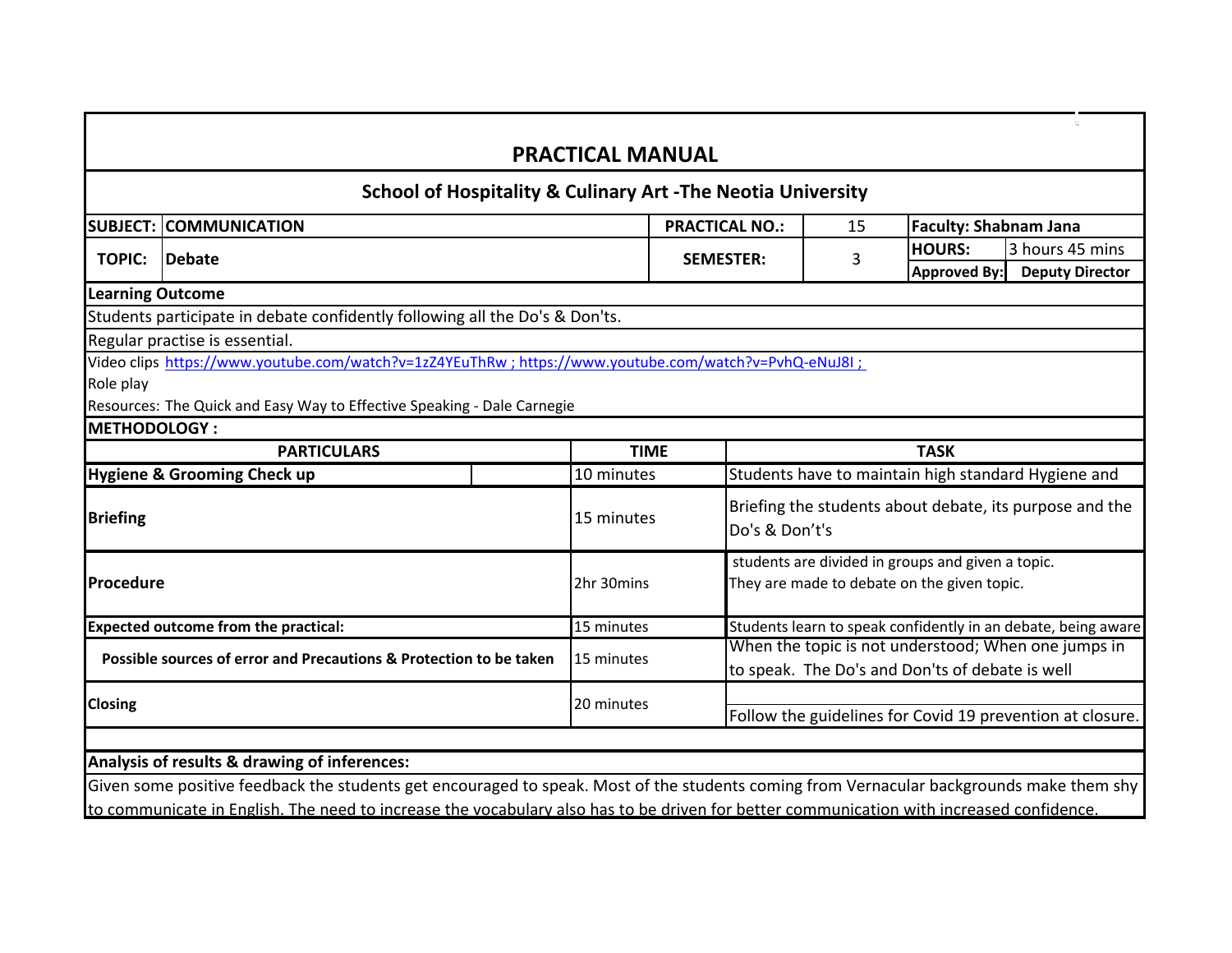# PRACTICAL MANUAL

## School of Hospitality & Culinary Art -The Neotia University

| | | | | | |
|---|---|---|---|---|---|
| **SUBJECT:** | **COMMUNICATION** | **PRACTICAL NO.:** | 15 | **Faculty: Shabnam Jana** | |
| **TOPIC:** | **Debate** | **SEMESTER:** | 3 | **HOURS:** | 3 hours 45 mins |
| | | | | **Approved By:** | **Deputy Director** |

**Learning Outcome**

Students participate in debate confidently following all the Do's & Don'ts.

Regular practise is essential.

Video clips https://www.youtube.com/watch?v=1zZ4YEuThRw ; https://www.youtube.com/watch?v=PvhQ-eNuJ8I ;

Role play

Resources: The Quick and Easy Way to Effective Speaking - Dale Carnegie

**METHODOLOGY :**

| PARTICULARS | TIME | TASK |
|---|---|---|
| **Hygiene & Grooming Check up** | 10 minutes | Students have to maintain high standard Hygiene and |
| **Briefing** | 15 minutes | Briefing the students about debate, its purpose and the Do's & Don't's |
| **Procedure** | 2hr 30mins | students are divided in groups and given a topic. They are made to debate on the given topic. |
| **Expected outcome from the practical:** | 15 minutes | Students learn to speak confidently in an debate, being aware |
| **Possible sources of error and Precautions & Protection to be taken** | 15 minutes | When the topic is not understood; When one jumps in to speak. The Do's and Don'ts of debate is well |
| **Closing** | 20 minutes | Follow the guidelines for Covid 19 prevention at closure. |

**Analysis of results & drawing of inferences:**

Given some positive feedback the students get encouraged to speak. Most of the students coming from Vernacular backgrounds make them shy to communicate in English. The need to increase the vocabulary also has to be driven for better communication with increased confidence.